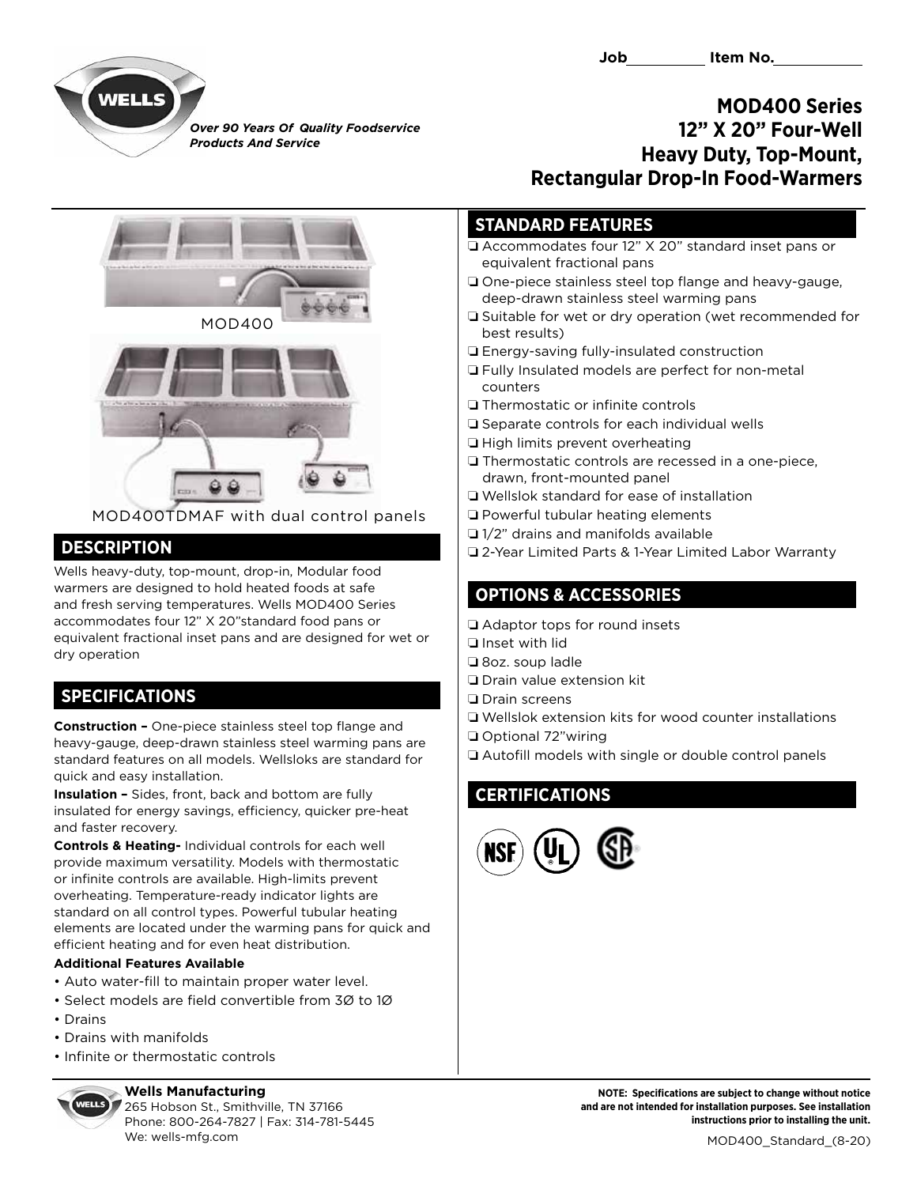Job__________ Item No.__________

*Over 90 Years Of Quality Foodservice Products And Service*

# MOD400 Series 12” X 20” Four-Well Heavy Duty, Top-Mount, Rectangular Drop-In Food-Warmers

MOD400

MOD400TDMAF with dual control panels

## DESCRIPTION

Wells heavy-duty, top-mount, drop-in, Modular food warmers are designed to hold heated foods at safe and fresh serving temperatures. Wells MOD400 Series accommodates four 12” X 20”standard food pans or equivalent fractional inset pans and are designed for wet or dry operation

## SPECIFICATIONS

**Construction –** One-piece stainless steel top flange and heavy-gauge, deep-drawn stainless steel warming pans are standard features on all models. Wellsloks are standard for quick and easy installation.

**Insulation –** Sides, front, back and bottom are fully insulated for energy savings, efficiency, quicker pre-heat and faster recovery.

**Controls & Heating-** Individual controls for each well provide maximum versatility. Models with thermostatic or infinite controls are available. High-limits prevent overheating. Temperature-ready indicator lights are standard on all control types. Powerful tubular heating elements are located under the warming pans for quick and efficient heating and for even heat distribution.

**Additional Features Available**

- Auto water-fill to maintain proper water level.
- Select models are field convertible from 3Ø to 1Ø
- Drains
- Drains with manifolds
- Infinite or thermostatic controls

## STANDARD FEATURES

- ❑ Accommodates four 12” X 20” standard inset pans or equivalent fractional pans
- ❑ One-piece stainless steel top flange and heavy-gauge, deep-drawn stainless steel warming pans
- ❑ Suitable for wet or dry operation (wet recommended for best results)
- ❑ Energy-saving fully-insulated construction
- ❑ Fully Insulated models are perfect for non-metal counters
- ❑ Thermostatic or infinite controls
- ❑ Separate controls for each individual wells
- ❑ High limits prevent overheating
- ❑ Thermostatic controls are recessed in a one-piece, drawn, front-mounted panel
- ❑ Wellslok standard for ease of installation
- ❑ Powerful tubular heating elements
- ❑ 1/2” drains and manifolds available
- ❑ 2-Year Limited Parts & 1-Year Limited Labor Warranty

## OPTIONS & ACCESSORIES

- ❑ Adaptor tops for round insets
- ❑ Inset with lid
- ❑ 8oz. soup ladle
- ❑ Drain value extension kit
- ❑ Drain screens
- ❑ Wellslok extension kits for wood counter installations
- ❑ Optional 72”wiring
- ❑ Autofill models with single or double control panels

## CERTIFICATIONS

NSF UL CSA

**Wells Manufacturing**
265 Hobson St., Smithville, TN 37166
Phone: 800-264-7827 | Fax: 314-781-5445
We: wells-mfg.com

**NOTE: Specifications are subject to change without notice and are not intended for installation purposes. See installation instructions prior to installing the unit.**

MOD400_Standard_(8-20)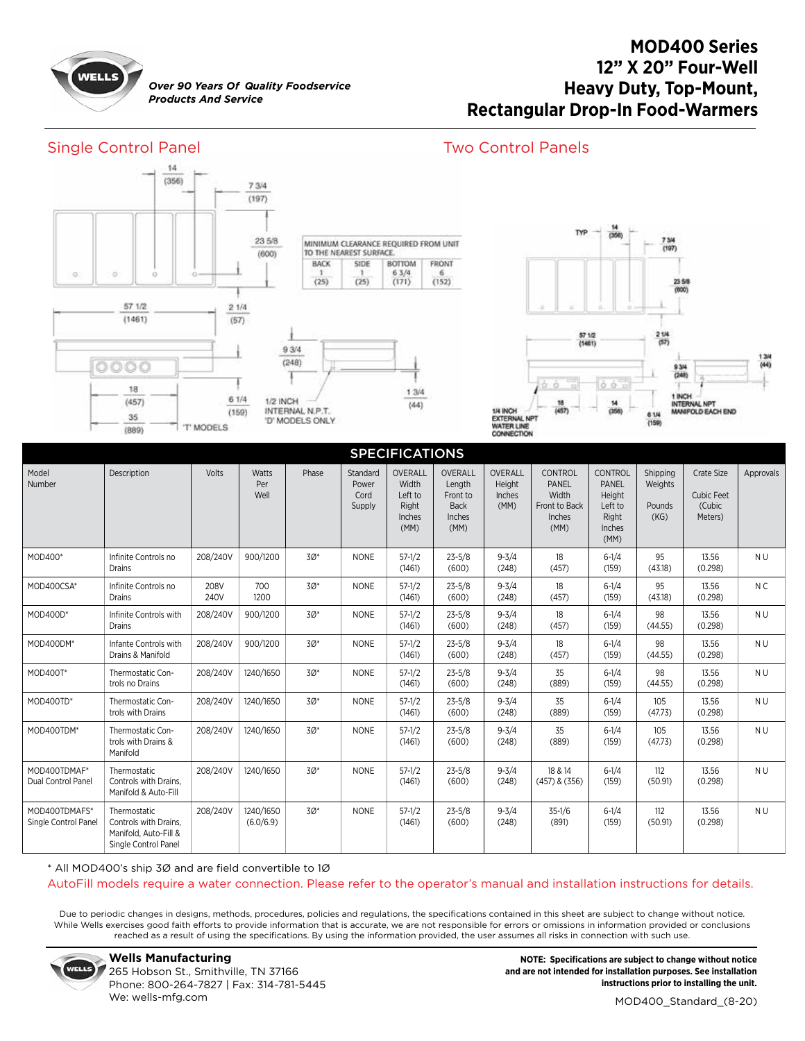# MOD400 Series 12" X 20" Four-Well Heavy Duty, Top-Mount, Rectangular Drop-In Food-Warmers

*Over 90 Years Of Quality Foodservice Products And Service*

## Single Control Panel

14 (356)

7 3/4 (197)

23 5/8 (600)

57 1/2 (1461)

2 1/4 (57)

9 3/4 (248)

18 (457)

35 (889)

6 1/4 (159)

'T' MODELS

1/2 INCH INTERNAL N.P.T. 'D' MODELS ONLY

1 3/4 (44)

MINIMUM CLEARANCE REQUIRED FROM UNIT TO THE NEAREST SURFACE.

| BACK | SIDE | BOTTOM | FRONT |
|---|---|---|---|
| 1 (25) | 1 (25) | 6 3/4 (171) | 6 (152) |

## Two Control Panels

TYP 14 (356)

7 3/4 (197)

23 5/8 (600)

57 1/2 (1461)

2 1/4 (57)

9 3/4 (248)

1 3/4 (44)

1/4 INCH EXTERNAL NPT WATER LINE CONNECTION

18 (457)

14 (356)

6 1/4 (159)

1 INCH INTERNAL NPT MANIFOLD EACH END

## SPECIFICATIONS

| Model Number | Description | Volts | Watts Per Well | Phase | Standard Power Cord Supply | OVERALL Width Left to Right Inches (MM) | OVERALL Length Front to Back Inches (MM) | OVERALL Height Inches (MM) | CONTROL PANEL Width Front to Back Inches (MM) | CONTROL PANEL Height Left to Right Inches (MM) | Shipping Weights Pounds (KG) | Crate Size Cubic Feet (Cubic Meters) | Approvals |
|---|---|---|---|---|---|---|---|---|---|---|---|---|---|
| MOD400* | Infinite Controls no Drains | 208/240V | 900/1200 | 3Ø* | NONE | 57-1/2 (1461) | 23-5/8 (600) | 9-3/4 (248) | 18 (457) | 6-1/4 (159) | 95 (43.18) | 13.56 (0.298) | N U |
| MOD400CSA* | Infinite Controls no Drains | 208V 240V | 700 1200 | 3Ø* | NONE | 57-1/2 (1461) | 23-5/8 (600) | 9-3/4 (248) | 18 (457) | 6-1/4 (159) | 95 (43.18) | 13.56 (0.298) | N C |
| MOD400D* | Infinite Controls with Drains | 208/240V | 900/1200 | 3Ø* | NONE | 57-1/2 (1461) | 23-5/8 (600) | 9-3/4 (248) | 18 (457) | 6-1/4 (159) | 98 (44.55) | 13.56 (0.298) | N U |
| MOD400DM* | Infante Controls with Drains & Manifold | 208/240V | 900/1200 | 3Ø* | NONE | 57-1/2 (1461) | 23-5/8 (600) | 9-3/4 (248) | 18 (457) | 6-1/4 (159) | 98 (44.55) | 13.56 (0.298) | N U |
| MOD400T* | Thermostatic Controls no Drains | 208/240V | 1240/1650 | 3Ø* | NONE | 57-1/2 (1461) | 23-5/8 (600) | 9-3/4 (248) | 35 (889) | 6-1/4 (159) | 98 (44.55) | 13.56 (0.298) | N U |
| MOD400TD* | Thermostatic Controls with Drains | 208/240V | 1240/1650 | 3Ø* | NONE | 57-1/2 (1461) | 23-5/8 (600) | 9-3/4 (248) | 35 (889) | 6-1/4 (159) | 105 (47.73) | 13.56 (0.298) | N U |
| MOD400TDM* | Thermostatic Controls with Drains & Manifold | 208/240V | 1240/1650 | 3Ø* | NONE | 57-1/2 (1461) | 23-5/8 (600) | 9-3/4 (248) | 35 (889) | 6-1/4 (159) | 105 (47.73) | 13.56 (0.298) | N U |
| MOD400TDMAF* Dual Control Panel | Thermostatic Controls with Drains, Manifold & Auto-Fill | 208/240V | 1240/1650 | 3Ø* | NONE | 57-1/2 (1461) | 23-5/8 (600) | 9-3/4 (248) | 18 & 14 (457) & (356) | 6-1/4 (159) | 112 (50.91) | 13.56 (0.298) | N U |
| MOD400TDMAFS* Single Control Panel | Thermostatic Controls with Drains, Manifold, Auto-Fill & Single Control Panel | 208/240V | 1240/1650 (6.0/6.9) | 3Ø* | NONE | 57-1/2 (1461) | 23-5/8 (600) | 9-3/4 (248) | 35-1/6 (891) | 6-1/4 (159) | 112 (50.91) | 13.56 (0.298) | N U |

\* All MOD400's ship 3Ø and are field convertible to 1Ø

AutoFill models require a water connection. Please refer to the operator's manual and installation instructions for details.

Due to periodic changes in designs, methods, procedures, policies and regulations, the specifications contained in this sheet are subject to change without notice. While Wells exercises good faith efforts to provide information that is accurate, we are not responsible for errors or omissions in information provided or conclusions reached as a result of using the specifications. By using the information provided, the user assumes all risks in connection with such use.

**Wells Manufacturing**
265 Hobson St., Smithville, TN 37166
Phone: 800-264-7827 | Fax: 314-781-5445
We: wells-mfg.com

**NOTE: Specifications are subject to change without notice and are not intended for installation purposes. See installation instructions prior to installing the unit.**

MOD400_Standard_(8-20)